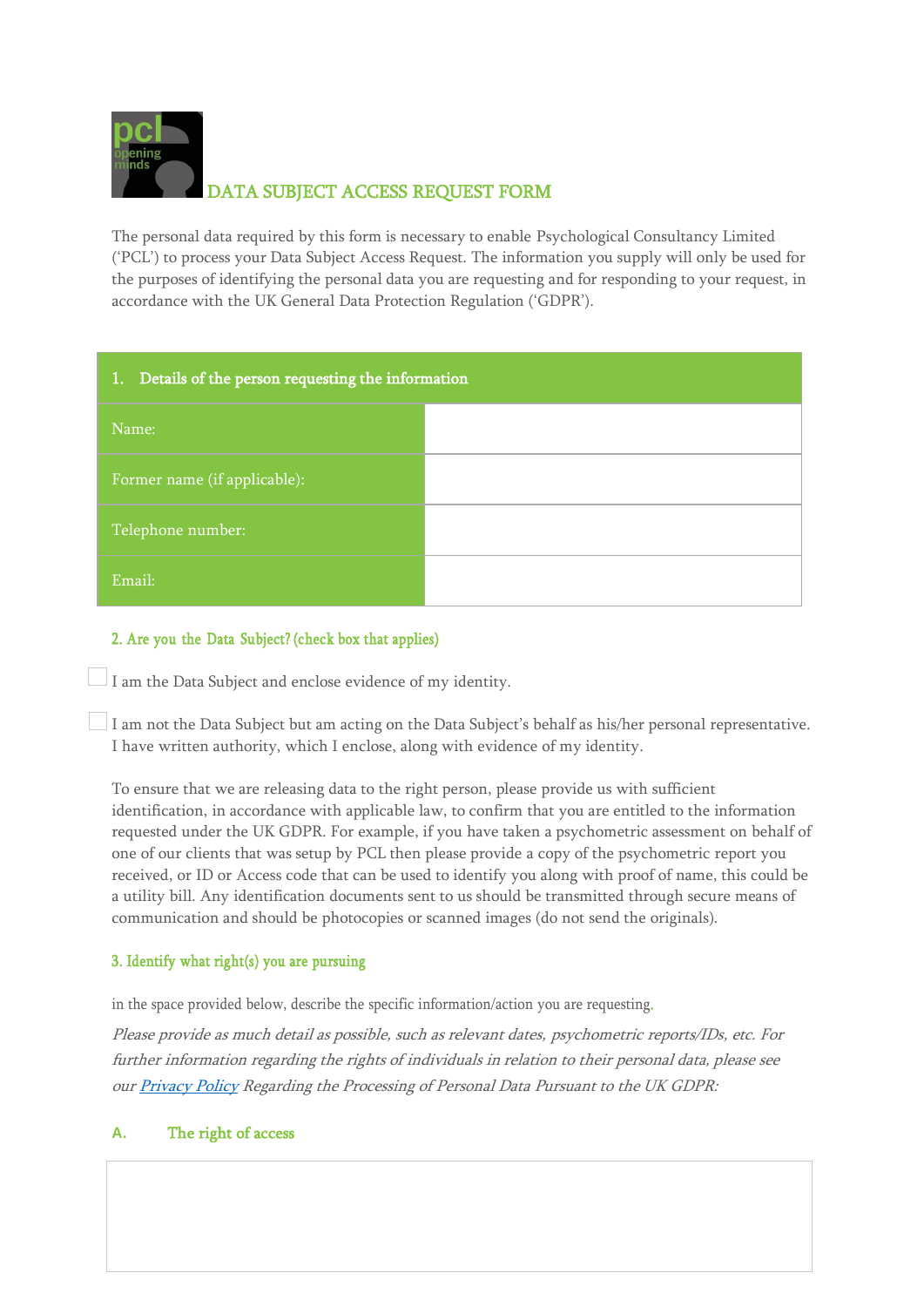# DATA SUBJECT ACCESS REQUEST FORM

The personal data required by this form is necessary to enable Psychological Consultancy Limited ('PCL') to process your Data Subject Access Request. The information you supply will only be used for the purposes of identifying the personal data you are requesting and for responding to your request, in accordance with the UK General Data Protection Regulation ('GDPR').

| 1. Details of the person requesting the information | |
|---|---|
| Name: | |
| Former name (if applicable): | |
| Telephone number: | |
| Email: | |

## 2. Are you the Data Subject? (check box that applies)

☐ I am the Data Subject and enclose evidence of my identity.

☐ I am not the Data Subject but am acting on the Data Subject's behalf as his/her personal representative. I have written authority, which I enclose, along with evidence of my identity.

To ensure that we are releasing data to the right person, please provide us with sufficient identification, in accordance with applicable law, to confirm that you are entitled to the information requested under the UK GDPR. For example, if you have taken a psychometric assessment on behalf of one of our clients that was setup by PCL then please provide a copy of the psychometric report you received, or ID or Access code that can be used to identify you along with proof of name, this could be a utility bill. Any identification documents sent to us should be transmitted through secure means of communication and should be photocopies or scanned images (do not send the originals).

## 3. Identify what right(s) you are pursuing

in the space provided below, describe the specific information/action you are requesting.

*Please provide as much detail as possible, such as relevant dates, psychometric reports/IDs, etc. For further information regarding the rights of individuals in relation to their personal data, please see our Privacy Policy Regarding the Processing of Personal Data Pursuant to the UK GDPR:*

### A. The right of access

| |
|---|
| |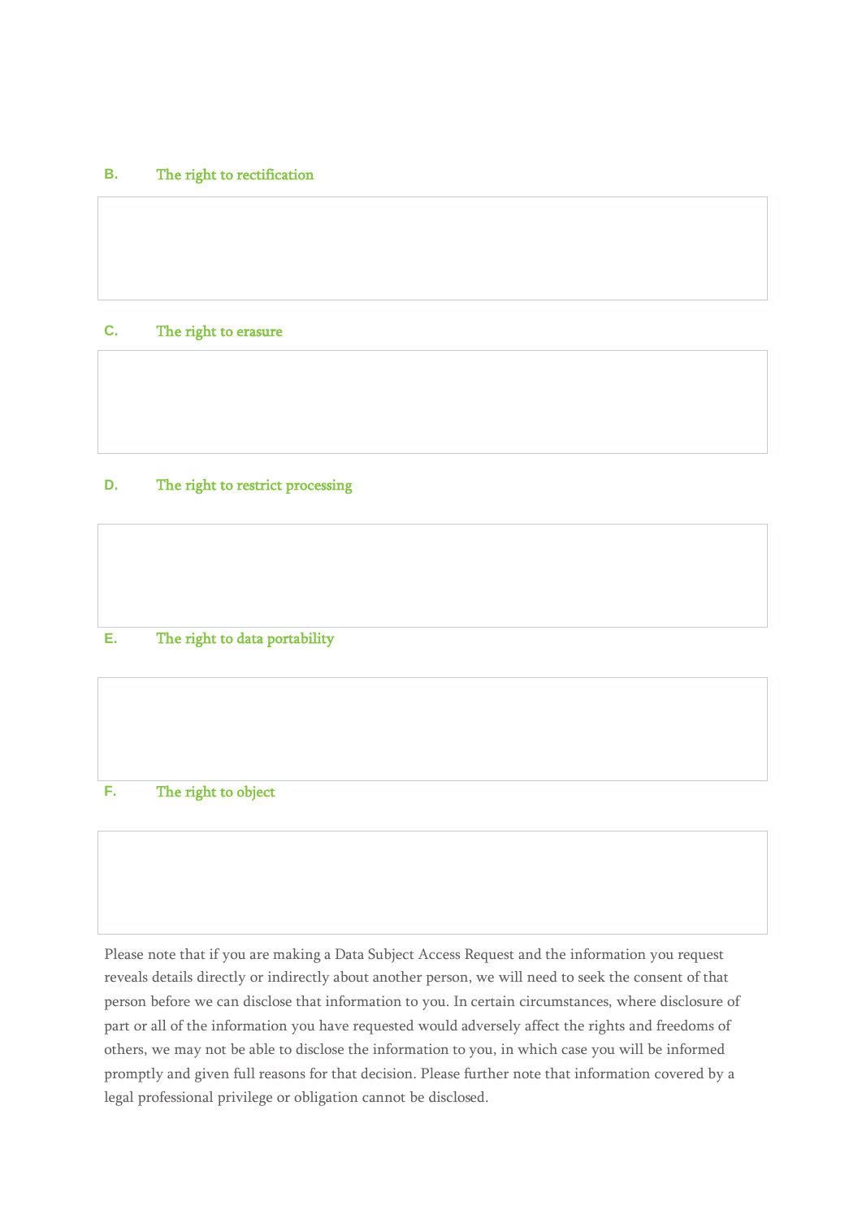### B. The right to rectification

### C. The right to erasure

### D. The right to restrict processing

### E. The right to data portability

### F. The right to object

Please note that if you are making a Data Subject Access Request and the information you request reveals details directly or indirectly about another person, we will need to seek the consent of that person before we can disclose that information to you. In certain circumstances, where disclosure of part or all of the information you have requested would adversely affect the rights and freedoms of others, we may not be able to disclose the information to you, in which case you will be informed promptly and given full reasons for that decision. Please further note that information covered by a legal professional privilege or obligation cannot be disclosed.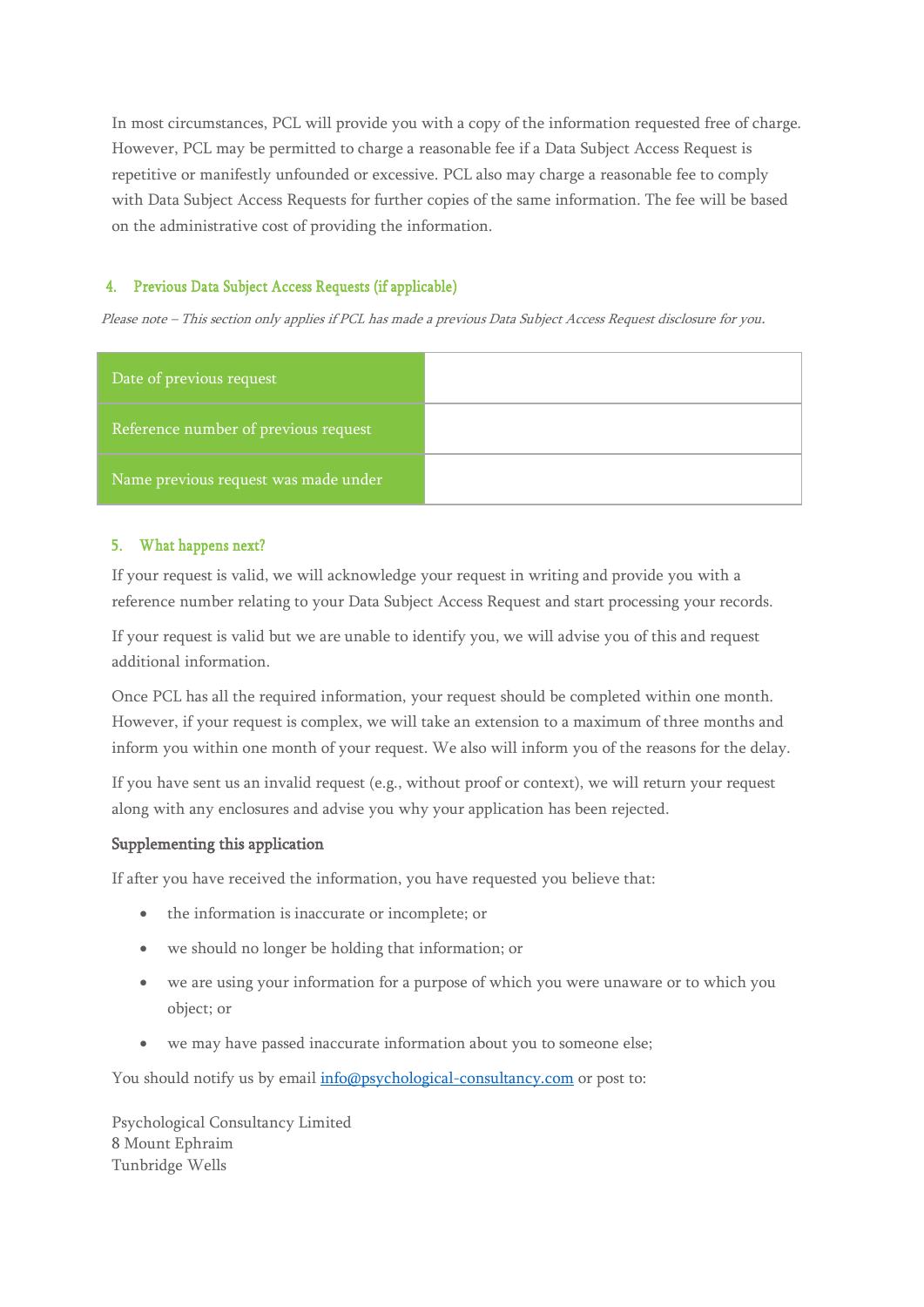In most circumstances, PCL will provide you with a copy of the information requested free of charge. However, PCL may be permitted to charge a reasonable fee if a Data Subject Access Request is repetitive or manifestly unfounded or excessive. PCL also may charge a reasonable fee to comply with Data Subject Access Requests for further copies of the same information. The fee will be based on the administrative cost of providing the information.

## 4. Previous Data Subject Access Requests (if applicable)

*Please note – This section only applies if PCL has made a previous Data Subject Access Request disclosure for you.*

| | |
|---|---|
| Date of previous request | |
| Reference number of previous request | |
| Name previous request was made under | |

## 5. What happens next?

If your request is valid, we will acknowledge your request in writing and provide you with a reference number relating to your Data Subject Access Request and start processing your records.

If your request is valid but we are unable to identify you, we will advise you of this and request additional information.

Once PCL has all the required information, your request should be completed within one month. However, if your request is complex, we will take an extension to a maximum of three months and inform you within one month of your request. We also will inform you of the reasons for the delay.

If you have sent us an invalid request (e.g., without proof or context), we will return your request along with any enclosures and advise you why your application has been rejected.

### Supplementing this application

If after you have received the information, you have requested you believe that:

- the information is inaccurate or incomplete; or
- we should no longer be holding that information; or
- we are using your information for a purpose of which you were unaware or to which you object; or
- we may have passed inaccurate information about you to someone else;

You should notify us by email info@psychological-consultancy.com or post to:

Psychological Consultancy Limited
8 Mount Ephraim
Tunbridge Wells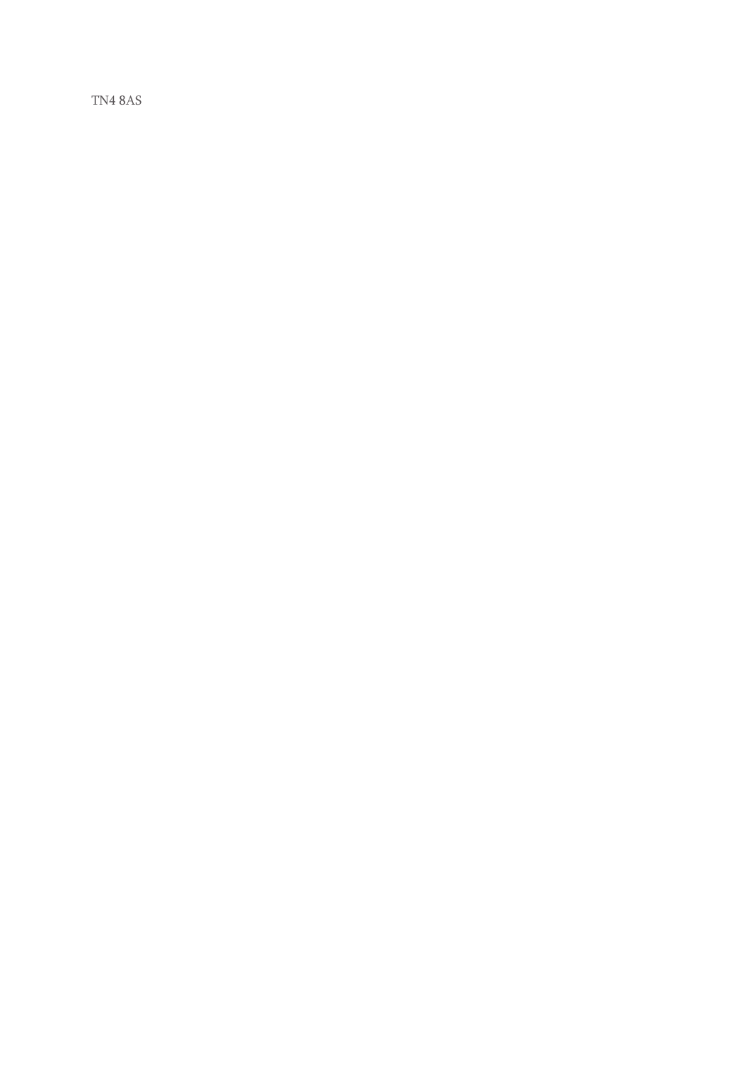TN4 8AS